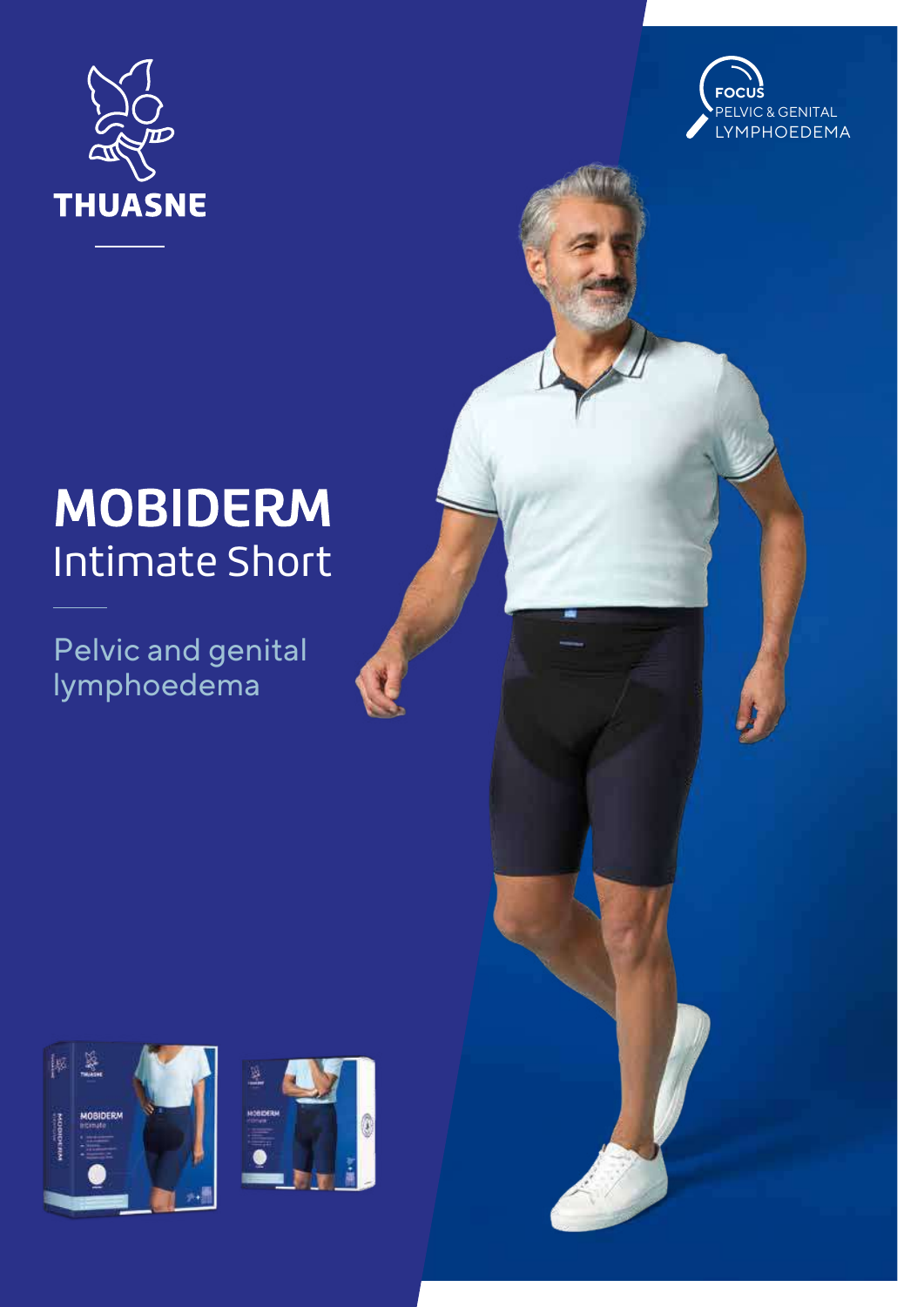THUASNE

FOCUS
PELVIC & GENITAL
LYMPHOEDEMA

# MOBIDERM
## Intimate Short

Pelvic and genital lymphoedema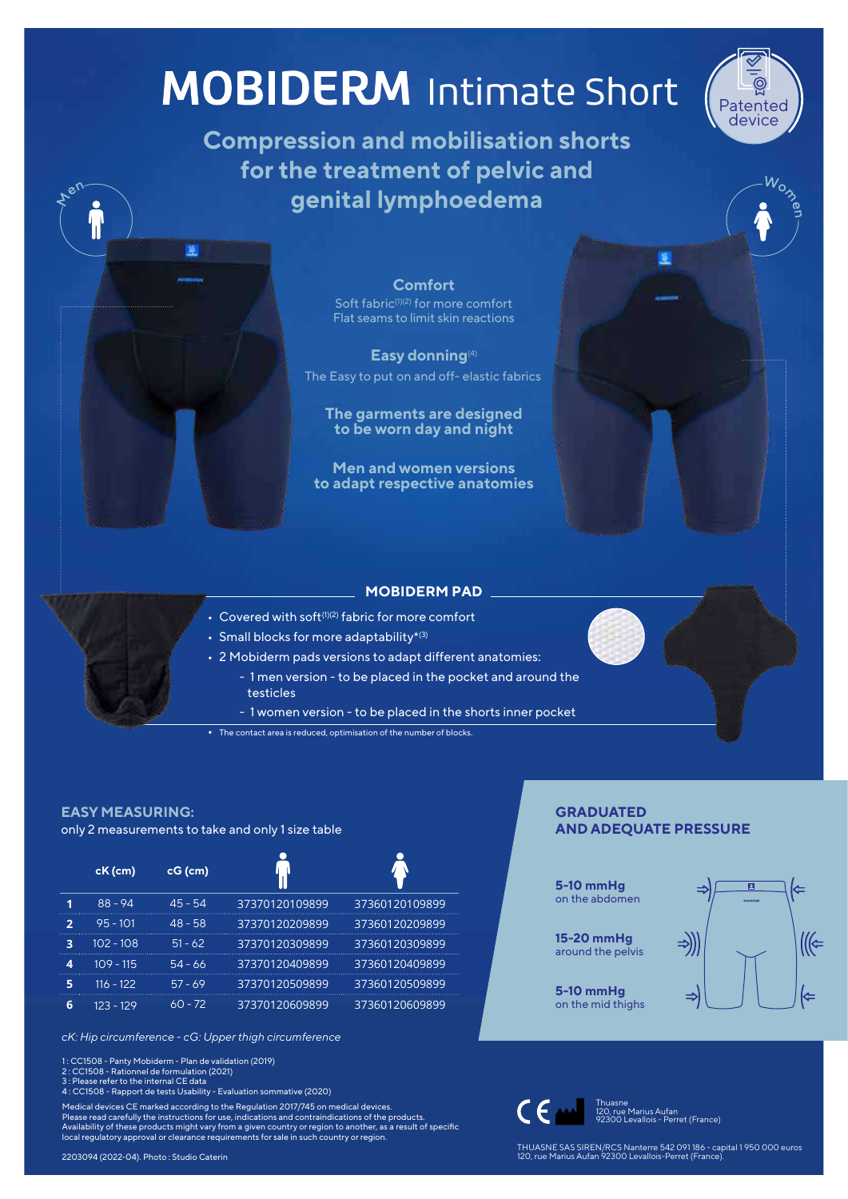# MOBIDERM Intimate Short

Patented device

## Compression and mobilisation shorts for the treatment of pelvic and genital lymphoedema

Men

Women

**Comfort**

Soft fabric[1][2] for more comfort
Flat seams to limit skin reactions

**Easy donning**[4]

The Easy to put on and off- elastic fabrics

**The garments are designed to be worn day and night**

**Men and women versions to adapt respective anatomies**

## MOBIDERM PAD

- Covered with soft[1][2] fabric for more comfort
- Small blocks for more adaptability*[3]
- 2 Mobiderm pads versions to adapt different anatomies:
  - 1 men version - to be placed in the pocket and around the testicles
  - 1 women version - to be placed in the shorts inner pocket

* The contact area is reduced, optimisation of the number of blocks.

## EASY MEASURING:

only 2 measurements to take and only 1 size table

| | cK (cm) | cG (cm) | Men | Women |
|---|---|---|---|---|
| 1 | 88 - 94 | 45 - 54 | 37370120109899 | 37360120109899 |
| 2 | 95 - 101 | 48 - 58 | 37370120209899 | 37360120209899 |
| 3 | 102 - 108 | 51 - 62 | 37370120309899 | 37360120309899 |
| 4 | 109 - 115 | 54 - 66 | 37370120409899 | 37360120409899 |
| 5 | 116 - 122 | 57 - 69 | 37370120509899 | 37360120509899 |
| 6 | 123 - 129 | 60 - 72 | 37370120609899 | 37360120609899 |

*cK: Hip circumference - cG: Upper thigh circumference*

## GRADUATED AND ADEQUATE PRESSURE

**5-10 mmHg**
on the abdomen

**15-20 mmHg**
around the pelvis

**5-10 mmHg**
on the mid thighs

1 : CC1508 - Panty Mobiderm - Plan de validation (2019)
2 : CC1508 - Rationnel de formulation (2021)
3 : Please refer to the internal CE data
4 : CC1508 - Rapport de tests Usability - Evaluation sommative (2020)

Medical devices CE marked according to the Regulation 2017/745 on medical devices.
Please read carefully the instructions for use, indications and contraindications of the products.
Availability of these products might vary from a given country or region to another, as a result of specific local regulatory approval or clearance requirements for sale in such country or region.

2203094 (2022-04). Photo : Studio Caterin

CE

Thuasne
120, rue Marius Aufan
92300 Levallois - Perret (France)

THUASNE SAS SIREN/RCS Nanterre 542 091 186 - capital 1 950 000 euros
120, rue Marius Aufan 92300 Levallois-Perret (France).